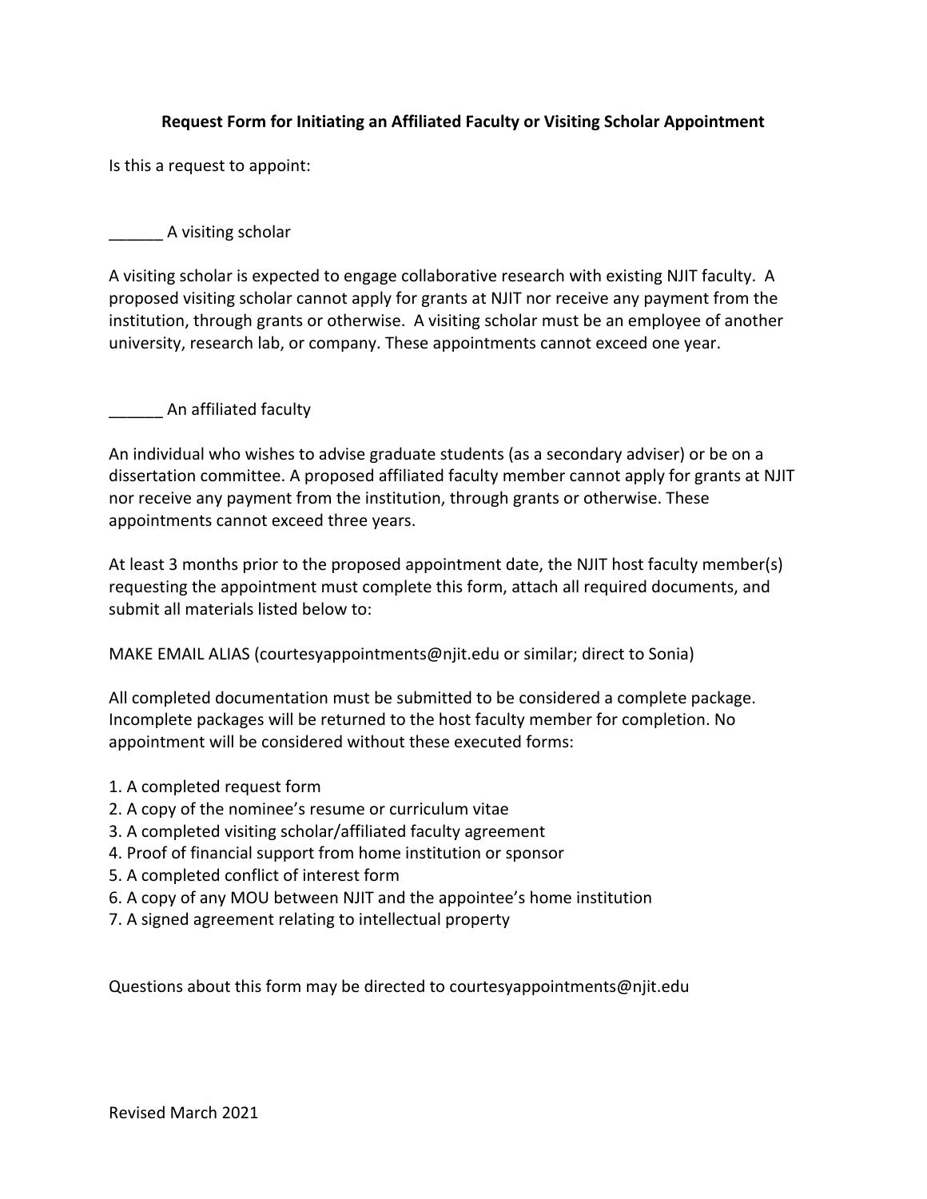**Request Form for Initiating an Affiliated Faculty or Visiting Scholar Appointment**

Is this a request to appoint:

______ A visiting scholar

A visiting scholar is expected to engage collaborative research with existing NJIT faculty. A proposed visiting scholar cannot apply for grants at NJIT nor receive any payment from the institution, through grants or otherwise. A visiting scholar must be an employee of another university, research lab, or company. These appointments cannot exceed one year.

______ An affiliated faculty

An individual who wishes to advise graduate students (as a secondary adviser) or be on a dissertation committee. A proposed affiliated faculty member cannot apply for grants at NJIT nor receive any payment from the institution, through grants or otherwise. These appointments cannot exceed three years.

At least 3 months prior to the proposed appointment date, the NJIT host faculty member(s) requesting the appointment must complete this form, attach all required documents, and submit all materials listed below to:

MAKE EMAIL ALIAS (courtesyappointments@njit.edu or similar; direct to Sonia)

All completed documentation must be submitted to be considered a complete package. Incomplete packages will be returned to the host faculty member for completion. No appointment will be considered without these executed forms:

1. A completed request form
2. A copy of the nominee's resume or curriculum vitae
3. A completed visiting scholar/affiliated faculty agreement
4. Proof of financial support from home institution or sponsor
5. A completed conflict of interest form
6. A copy of any MOU between NJIT and the appointee's home institution
7. A signed agreement relating to intellectual property

Questions about this form may be directed to courtesyappointments@njit.edu

Revised March 2021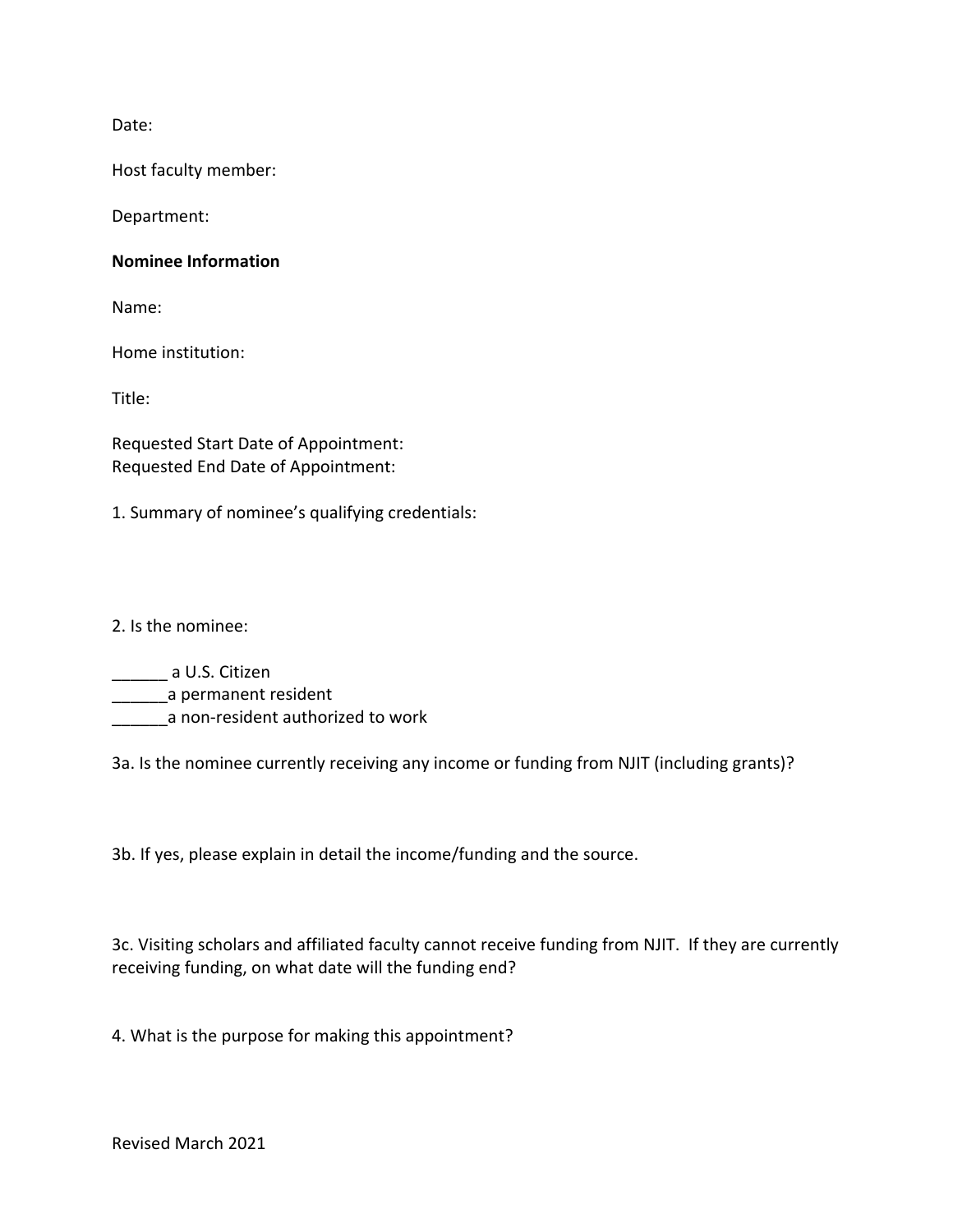Date:

Host faculty member:

Department:

**Nominee Information**

Name:

Home institution:

Title:

Requested Start Date of Appointment:
Requested End Date of Appointment:

1. Summary of nominee's qualifying credentials:

2. Is the nominee:

______ a U.S. Citizen
______a permanent resident
______a non-resident authorized to work

3a. Is the nominee currently receiving any income or funding from NJIT (including grants)?

3b. If yes, please explain in detail the income/funding and the source.

3c. Visiting scholars and affiliated faculty cannot receive funding from NJIT. If they are currently receiving funding, on what date will the funding end?

4. What is the purpose for making this appointment?

Revised March 2021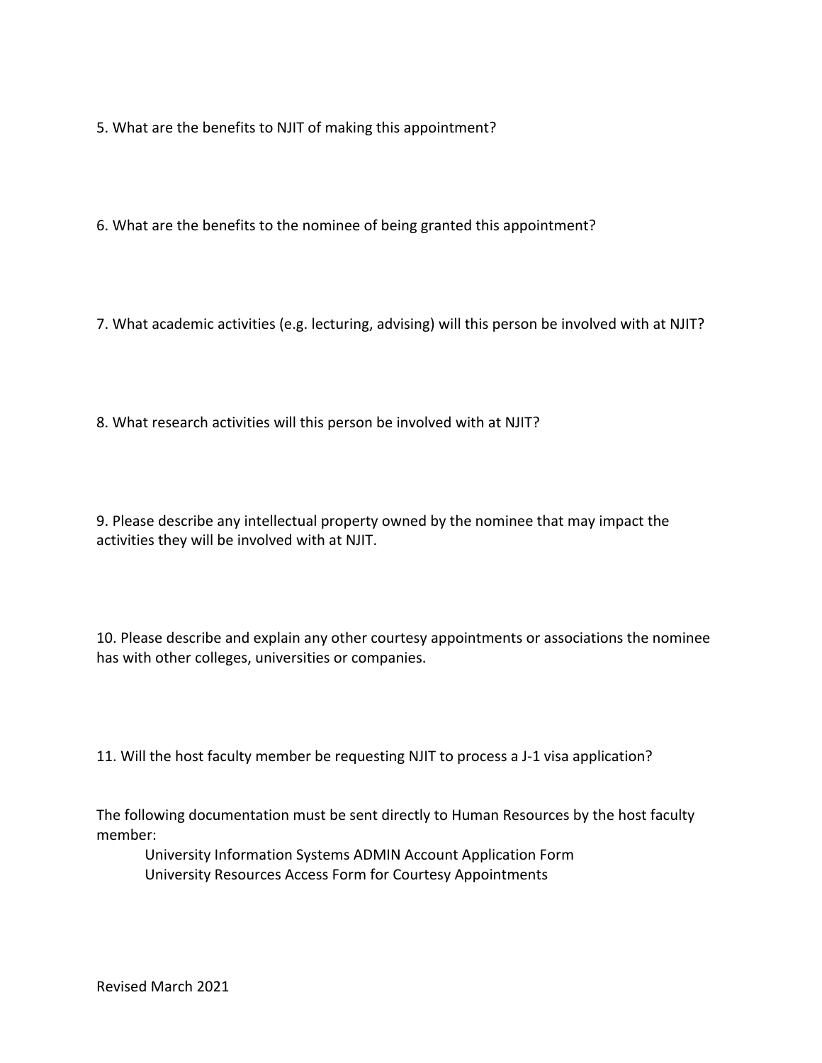5. What are the benefits to NJIT of making this appointment?

6. What are the benefits to the nominee of being granted this appointment?

7. What academic activities (e.g. lecturing, advising) will this person be involved with at NJIT?

8. What research activities will this person be involved with at NJIT?

9. Please describe any intellectual property owned by the nominee that may impact the activities they will be involved with at NJIT.

10. Please describe and explain any other courtesy appointments or associations the nominee has with other colleges, universities or companies.

11. Will the host faculty member be requesting NJIT to process a J-1 visa application?

The following documentation must be sent directly to Human Resources by the host faculty member:

University Information Systems ADMIN Account Application Form
University Resources Access Form for Courtesy Appointments

Revised March 2021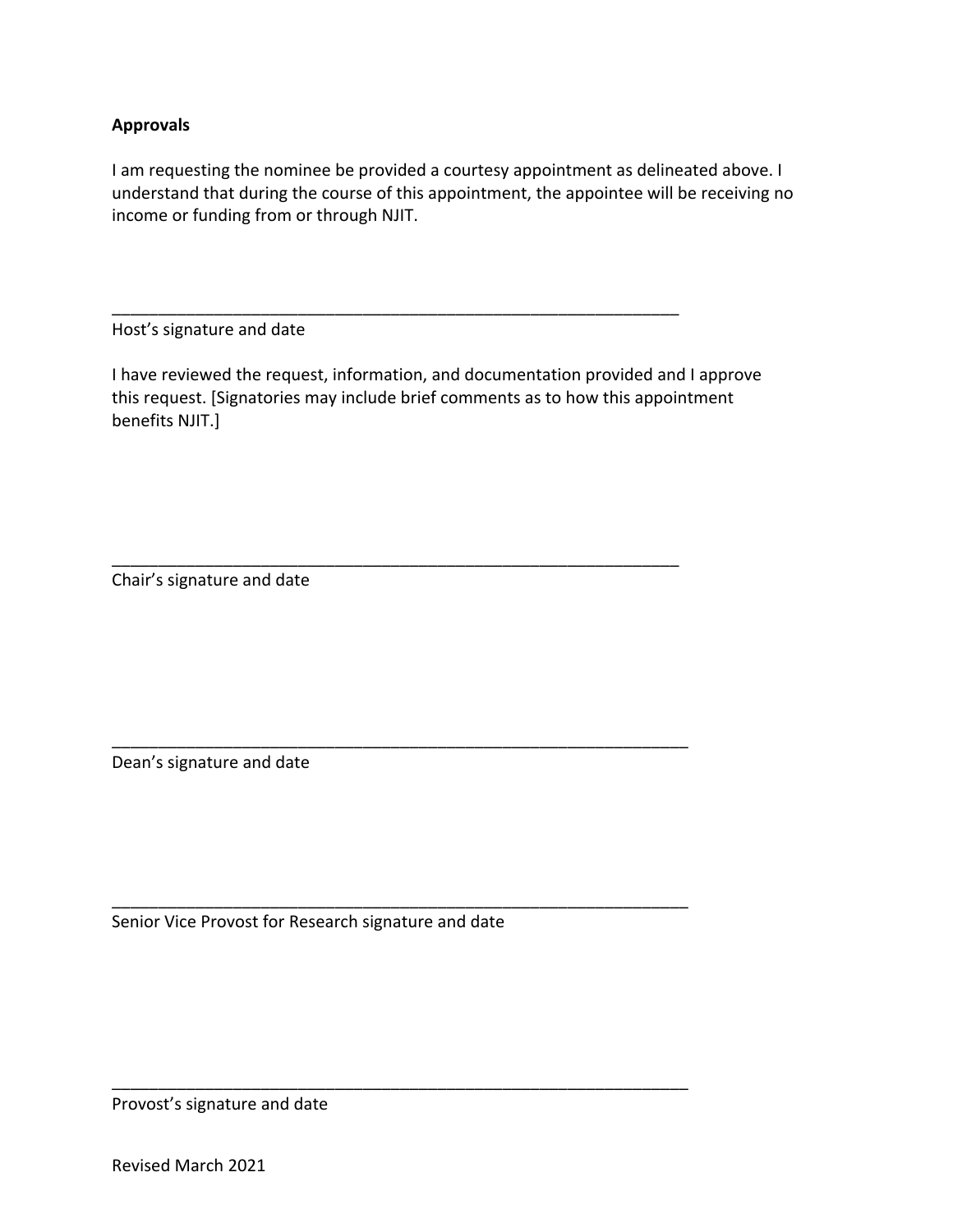**Approvals**

I am requesting the nominee be provided a courtesy appointment as delineated above. I understand that during the course of this appointment, the appointee will be receiving no income or funding from or through NJIT.

\_\_\_\_\_\_\_\_\_\_\_\_\_\_\_\_\_\_\_\_\_\_\_\_\_\_\_\_\_\_\_\_\_\_\_\_\_\_\_\_\_\_\_\_\_\_\_\_\_\_\_\_\_\_\_\_\_\_\_\_\_\_

Host's signature and date

I have reviewed the request, information, and documentation provided and I approve this request. [Signatories may include brief comments as to how this appointment benefits NJIT.]

\_\_\_\_\_\_\_\_\_\_\_\_\_\_\_\_\_\_\_\_\_\_\_\_\_\_\_\_\_\_\_\_\_\_\_\_\_\_\_\_\_\_\_\_\_\_\_\_\_\_\_\_\_\_\_\_\_\_\_\_\_\_

Chair's signature and date

\_\_\_\_\_\_\_\_\_\_\_\_\_\_\_\_\_\_\_\_\_\_\_\_\_\_\_\_\_\_\_\_\_\_\_\_\_\_\_\_\_\_\_\_\_\_\_\_\_\_\_\_\_\_\_\_\_\_\_\_\_\_

Dean's signature and date

\_\_\_\_\_\_\_\_\_\_\_\_\_\_\_\_\_\_\_\_\_\_\_\_\_\_\_\_\_\_\_\_\_\_\_\_\_\_\_\_\_\_\_\_\_\_\_\_\_\_\_\_\_\_\_\_\_\_\_\_\_\_

Senior Vice Provost for Research signature and date

\_\_\_\_\_\_\_\_\_\_\_\_\_\_\_\_\_\_\_\_\_\_\_\_\_\_\_\_\_\_\_\_\_\_\_\_\_\_\_\_\_\_\_\_\_\_\_\_\_\_\_\_\_\_\_\_\_\_\_\_\_\_

Provost's signature and date

Revised March 2021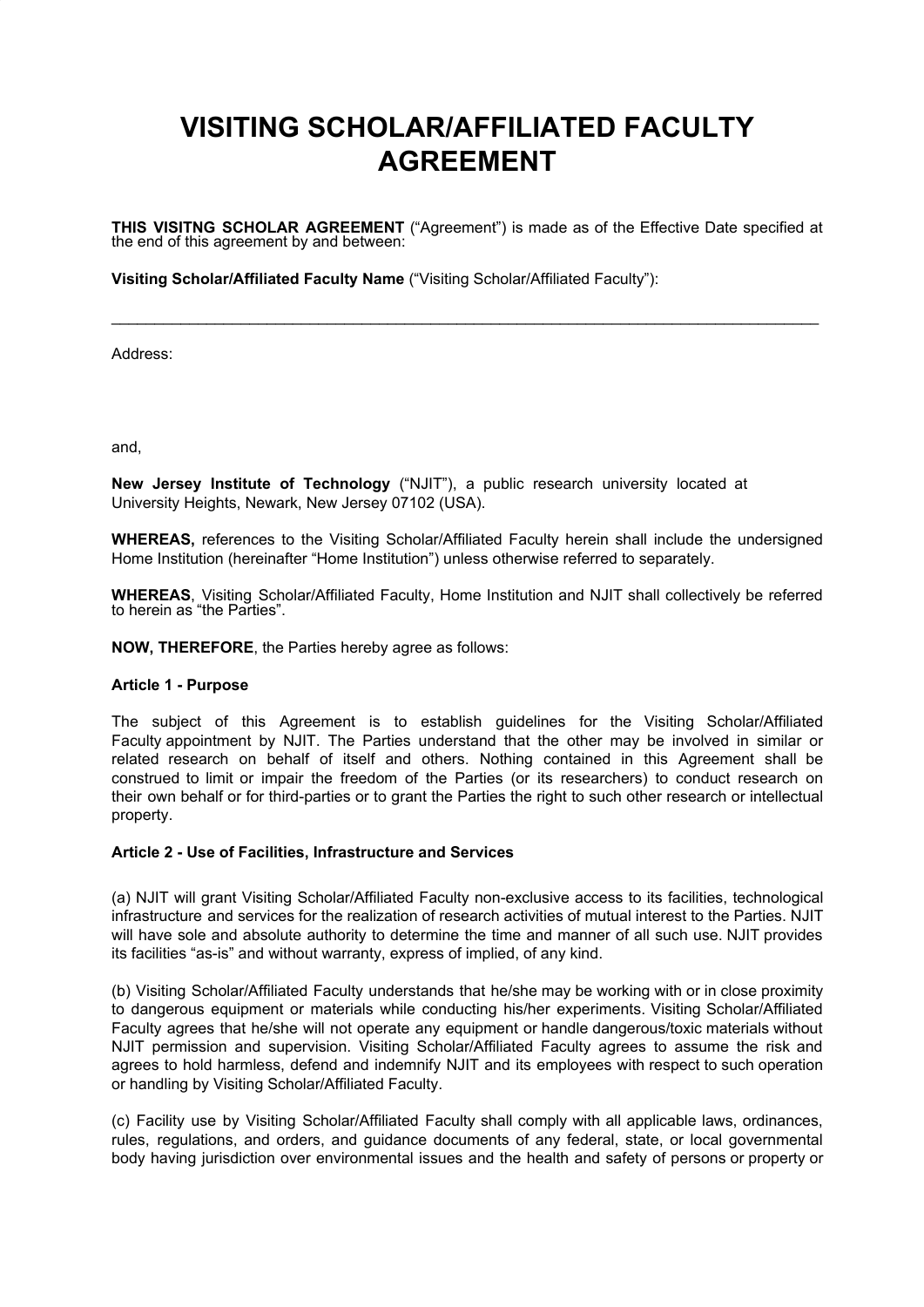# VISITING SCHOLAR/AFFILIATED FACULTY AGREEMENT

**THIS VISITNG SCHOLAR AGREEMENT** ("Agreement") is made as of the Effective Date specified at the end of this agreement by and between:

**Visiting Scholar/Affiliated Faculty Name** ("Visiting Scholar/Affiliated Faculty"):

_______________________________________________________________________________

Address:

and,

**New Jersey Institute of Technology** ("NJIT"), a public research university located at University Heights, Newark, New Jersey 07102 (USA).

**WHEREAS,** references to the Visiting Scholar/Affiliated Faculty herein shall include the undersigned Home Institution (hereinafter "Home Institution") unless otherwise referred to separately.

**WHEREAS**, Visiting Scholar/Affiliated Faculty, Home Institution and NJIT shall collectively be referred to herein as "the Parties".

**NOW, THEREFORE**, the Parties hereby agree as follows:

**Article 1 - Purpose**

The subject of this Agreement is to establish guidelines for the Visiting Scholar/Affiliated Faculty appointment by NJIT. The Parties understand that the other may be involved in similar or related research on behalf of itself and others. Nothing contained in this Agreement shall be construed to limit or impair the freedom of the Parties (or its researchers) to conduct research on their own behalf or for third-parties or to grant the Parties the right to such other research or intellectual property.

**Article 2 - Use of Facilities, Infrastructure and Services**

(a) NJIT will grant Visiting Scholar/Affiliated Faculty non-exclusive access to its facilities, technological infrastructure and services for the realization of research activities of mutual interest to the Parties. NJIT will have sole and absolute authority to determine the time and manner of all such use. NJIT provides its facilities "as-is" and without warranty, express of implied, of any kind.

(b) Visiting Scholar/Affiliated Faculty understands that he/she may be working with or in close proximity to dangerous equipment or materials while conducting his/her experiments. Visiting Scholar/Affiliated Faculty agrees that he/she will not operate any equipment or handle dangerous/toxic materials without NJIT permission and supervision. Visiting Scholar/Affiliated Faculty agrees to assume the risk and agrees to hold harmless, defend and indemnify NJIT and its employees with respect to such operation or handling by Visiting Scholar/Affiliated Faculty.

(c) Facility use by Visiting Scholar/Affiliated Faculty shall comply with all applicable laws, ordinances, rules, regulations, and orders, and guidance documents of any federal, state, or local governmental body having jurisdiction over environmental issues and the health and safety of persons or property or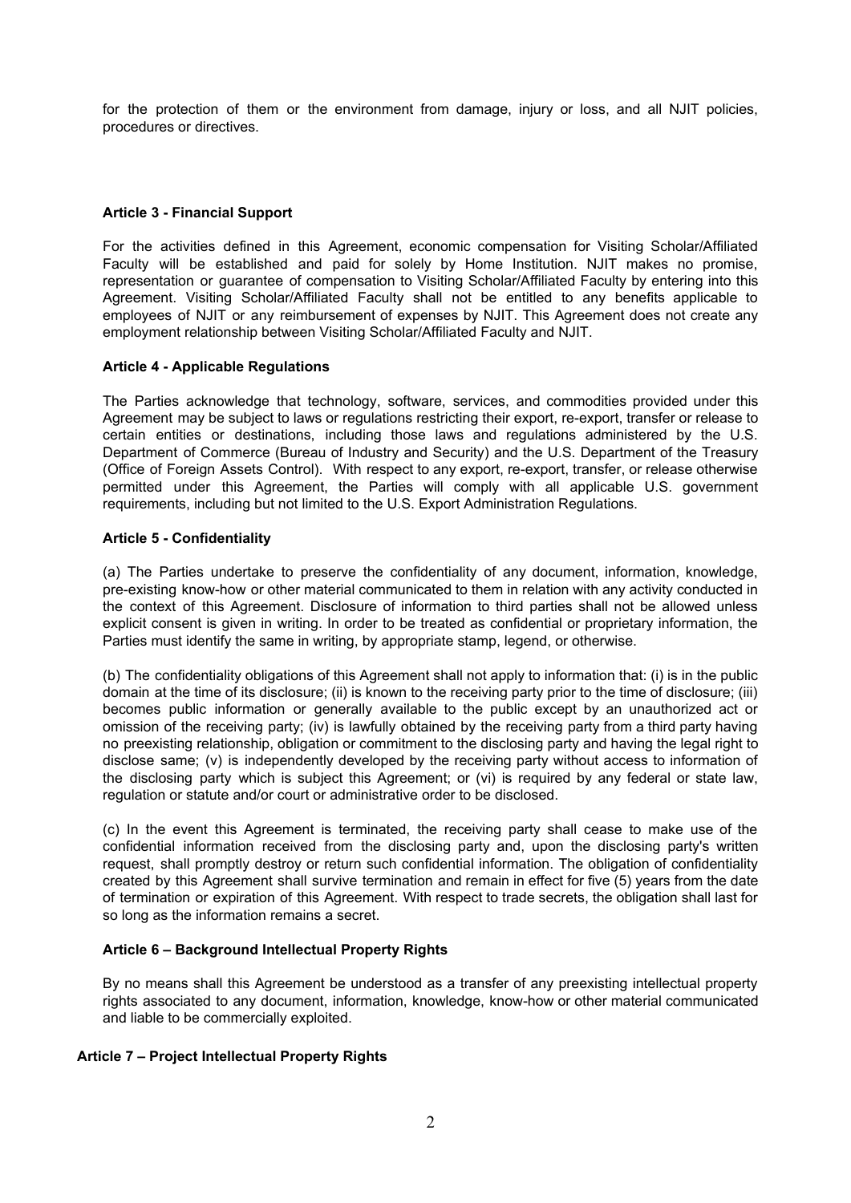for the protection of them or the environment from damage, injury or loss, and all NJIT policies, procedures or directives.

**Article 3 - Financial Support**

For the activities defined in this Agreement, economic compensation for Visiting Scholar/Affiliated Faculty will be established and paid for solely by Home Institution. NJIT makes no promise, representation or guarantee of compensation to Visiting Scholar/Affiliated Faculty by entering into this Agreement. Visiting Scholar/Affiliated Faculty shall not be entitled to any benefits applicable to employees of NJIT or any reimbursement of expenses by NJIT. This Agreement does not create any employment relationship between Visiting Scholar/Affiliated Faculty and NJIT.

**Article 4 - Applicable Regulations**

The Parties acknowledge that technology, software, services, and commodities provided under this Agreement may be subject to laws or regulations restricting their export, re-export, transfer or release to certain entities or destinations, including those laws and regulations administered by the U.S. Department of Commerce (Bureau of Industry and Security) and the U.S. Department of the Treasury (Office of Foreign Assets Control). With respect to any export, re-export, transfer, or release otherwise permitted under this Agreement, the Parties will comply with all applicable U.S. government requirements, including but not limited to the U.S. Export Administration Regulations.

**Article 5 - Confidentiality**

(a) The Parties undertake to preserve the confidentiality of any document, information, knowledge, pre-existing know-how or other material communicated to them in relation with any activity conducted in the context of this Agreement. Disclosure of information to third parties shall not be allowed unless explicit consent is given in writing. In order to be treated as confidential or proprietary information, the Parties must identify the same in writing, by appropriate stamp, legend, or otherwise.

(b) The confidentiality obligations of this Agreement shall not apply to information that: (i) is in the public domain at the time of its disclosure; (ii) is known to the receiving party prior to the time of disclosure; (iii) becomes public information or generally available to the public except by an unauthorized act or omission of the receiving party; (iv) is lawfully obtained by the receiving party from a third party having no preexisting relationship, obligation or commitment to the disclosing party and having the legal right to disclose same; (v) is independently developed by the receiving party without access to information of the disclosing party which is subject this Agreement; or (vi) is required by any federal or state law, regulation or statute and/or court or administrative order to be disclosed.

(c) In the event this Agreement is terminated, the receiving party shall cease to make use of the confidential information received from the disclosing party and, upon the disclosing party's written request, shall promptly destroy or return such confidential information. The obligation of confidentiality created by this Agreement shall survive termination and remain in effect for five (5) years from the date of termination or expiration of this Agreement. With respect to trade secrets, the obligation shall last for so long as the information remains a secret.

**Article 6 – Background Intellectual Property Rights**

By no means shall this Agreement be understood as a transfer of any preexisting intellectual property rights associated to any document, information, knowledge, know-how or other material communicated and liable to be commercially exploited.

**Article 7 – Project Intellectual Property Rights**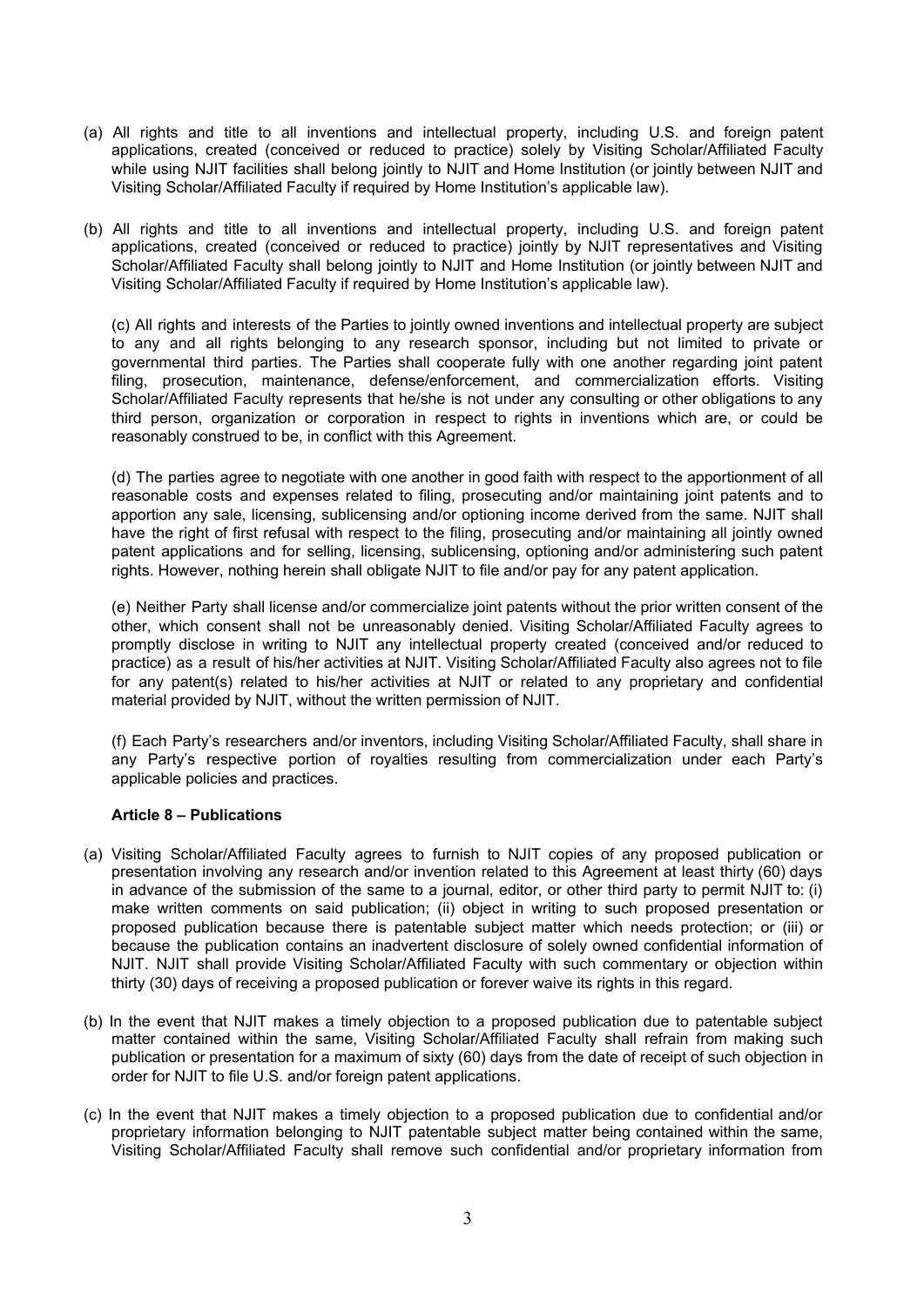(a) All rights and title to all inventions and intellectual property, including U.S. and foreign patent applications, created (conceived or reduced to practice) solely by Visiting Scholar/Affiliated Faculty while using NJIT facilities shall belong jointly to NJIT and Home Institution (or jointly between NJIT and Visiting Scholar/Affiliated Faculty if required by Home Institution's applicable law).

(b) All rights and title to all inventions and intellectual property, including U.S. and foreign patent applications, created (conceived or reduced to practice) jointly by NJIT representatives and Visiting Scholar/Affiliated Faculty shall belong jointly to NJIT and Home Institution (or jointly between NJIT and Visiting Scholar/Affiliated Faculty if required by Home Institution's applicable law).

(c) All rights and interests of the Parties to jointly owned inventions and intellectual property are subject to any and all rights belonging to any research sponsor, including but not limited to private or governmental third parties. The Parties shall cooperate fully with one another regarding joint patent filing, prosecution, maintenance, defense/enforcement, and commercialization efforts. Visiting Scholar/Affiliated Faculty represents that he/she is not under any consulting or other obligations to any third person, organization or corporation in respect to rights in inventions which are, or could be reasonably construed to be, in conflict with this Agreement.

(d) The parties agree to negotiate with one another in good faith with respect to the apportionment of all reasonable costs and expenses related to filing, prosecuting and/or maintaining joint patents and to apportion any sale, licensing, sublicensing and/or optioning income derived from the same. NJIT shall have the right of first refusal with respect to the filing, prosecuting and/or maintaining all jointly owned patent applications and for selling, licensing, sublicensing, optioning and/or administering such patent rights. However, nothing herein shall obligate NJIT to file and/or pay for any patent application.

(e) Neither Party shall license and/or commercialize joint patents without the prior written consent of the other, which consent shall not be unreasonably denied. Visiting Scholar/Affiliated Faculty agrees to promptly disclose in writing to NJIT any intellectual property created (conceived and/or reduced to practice) as a result of his/her activities at NJIT. Visiting Scholar/Affiliated Faculty also agrees not to file for any patent(s) related to his/her activities at NJIT or related to any proprietary and confidential material provided by NJIT, without the written permission of NJIT.

(f) Each Party's researchers and/or inventors, including Visiting Scholar/Affiliated Faculty, shall share in any Party's respective portion of royalties resulting from commercialization under each Party's applicable policies and practices.

**Article 8 – Publications**

(a) Visiting Scholar/Affiliated Faculty agrees to furnish to NJIT copies of any proposed publication or presentation involving any research and/or invention related to this Agreement at least thirty (60) days in advance of the submission of the same to a journal, editor, or other third party to permit NJIT to: (i) make written comments on said publication; (ii) object in writing to such proposed presentation or proposed publication because there is patentable subject matter which needs protection; or (iii) or because the publication contains an inadvertent disclosure of solely owned confidential information of NJIT. NJIT shall provide Visiting Scholar/Affiliated Faculty with such commentary or objection within thirty (30) days of receiving a proposed publication or forever waive its rights in this regard.

(b) In the event that NJIT makes a timely objection to a proposed publication due to patentable subject matter contained within the same, Visiting Scholar/Affiliated Faculty shall refrain from making such publication or presentation for a maximum of sixty (60) days from the date of receipt of such objection in order for NJIT to file U.S. and/or foreign patent applications.

(c) In the event that NJIT makes a timely objection to a proposed publication due to confidential and/or proprietary information belonging to NJIT patentable subject matter being contained within the same, Visiting Scholar/Affiliated Faculty shall remove such confidential and/or proprietary information from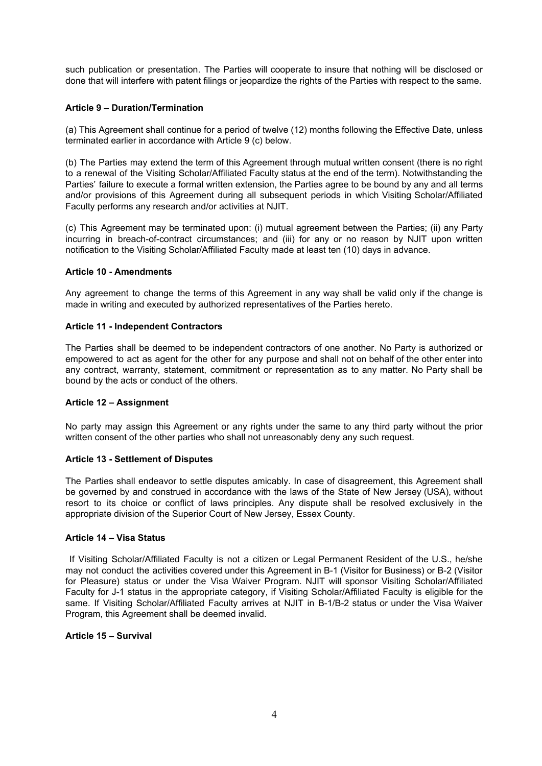such publication or presentation. The Parties will cooperate to insure that nothing will be disclosed or done that will interfere with patent filings or jeopardize the rights of the Parties with respect to the same.

**Article 9 – Duration/Termination**

(a) This Agreement shall continue for a period of twelve (12) months following the Effective Date, unless terminated earlier in accordance with Article 9 (c) below.

(b) The Parties may extend the term of this Agreement through mutual written consent (there is no right to a renewal of the Visiting Scholar/Affiliated Faculty status at the end of the term). Notwithstanding the Parties' failure to execute a formal written extension, the Parties agree to be bound by any and all terms and/or provisions of this Agreement during all subsequent periods in which Visiting Scholar/Affiliated Faculty performs any research and/or activities at NJIT.

(c) This Agreement may be terminated upon: (i) mutual agreement between the Parties; (ii) any Party incurring in breach-of-contract circumstances; and (iii) for any or no reason by NJIT upon written notification to the Visiting Scholar/Affiliated Faculty made at least ten (10) days in advance.

**Article 10 - Amendments**

Any agreement to change the terms of this Agreement in any way shall be valid only if the change is made in writing and executed by authorized representatives of the Parties hereto.

**Article 11 - Independent Contractors**

The Parties shall be deemed to be independent contractors of one another. No Party is authorized or empowered to act as agent for the other for any purpose and shall not on behalf of the other enter into any contract, warranty, statement, commitment or representation as to any matter. No Party shall be bound by the acts or conduct of the others.

**Article 12 – Assignment**

No party may assign this Agreement or any rights under the same to any third party without the prior written consent of the other parties who shall not unreasonably deny any such request.

**Article 13 - Settlement of Disputes**

The Parties shall endeavor to settle disputes amicably. In case of disagreement, this Agreement shall be governed by and construed in accordance with the laws of the State of New Jersey (USA), without resort to its choice or conflict of laws principles. Any dispute shall be resolved exclusively in the appropriate division of the Superior Court of New Jersey, Essex County.

**Article 14 – Visa Status**

If Visiting Scholar/Affiliated Faculty is not a citizen or Legal Permanent Resident of the U.S., he/she may not conduct the activities covered under this Agreement in B-1 (Visitor for Business) or B-2 (Visitor for Pleasure) status or under the Visa Waiver Program. NJIT will sponsor Visiting Scholar/Affiliated Faculty for J-1 status in the appropriate category, if Visiting Scholar/Affiliated Faculty is eligible for the same. If Visiting Scholar/Affiliated Faculty arrives at NJIT in B-1/B-2 status or under the Visa Waiver Program, this Agreement shall be deemed invalid.

**Article 15 – Survival**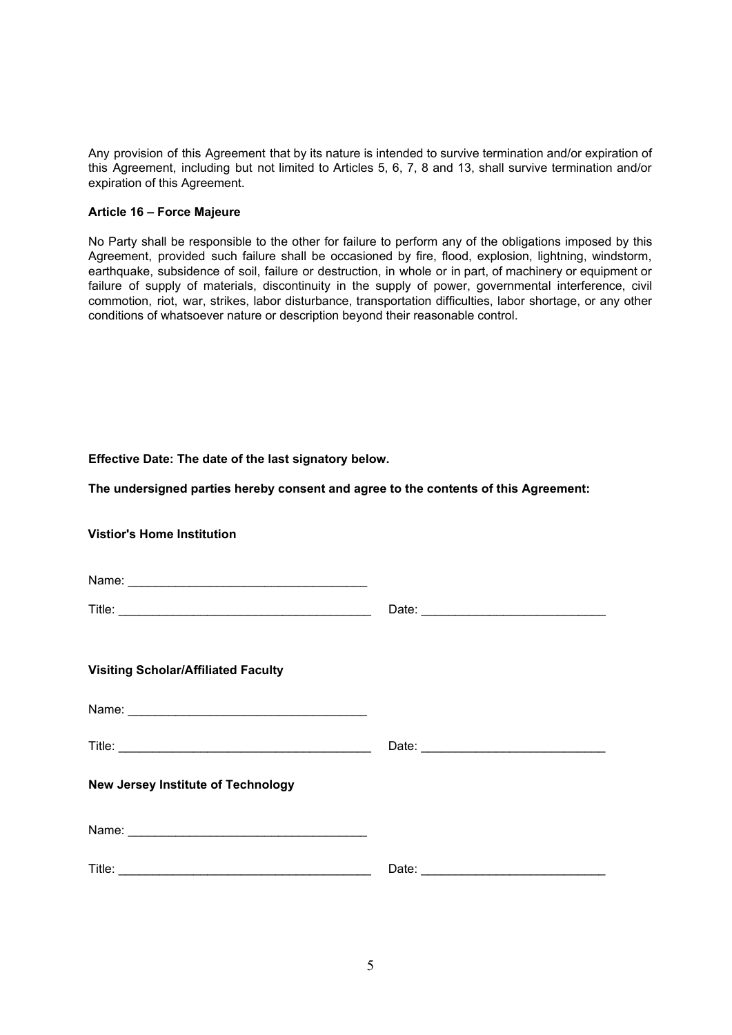Any provision of this Agreement that by its nature is intended to survive termination and/or expiration of this Agreement, including but not limited to Articles 5, 6, 7, 8 and 13, shall survive termination and/or expiration of this Agreement.

**Article 16 – Force Majeure**

No Party shall be responsible to the other for failure to perform any of the obligations imposed by this Agreement, provided such failure shall be occasioned by fire, flood, explosion, lightning, windstorm, earthquake, subsidence of soil, failure or destruction, in whole or in part, of machinery or equipment or failure of supply of materials, discontinuity in the supply of power, governmental interference, civil commotion, riot, war, strikes, labor disturbance, transportation difficulties, labor shortage, or any other conditions of whatsoever nature or description beyond their reasonable control.

**Effective Date: The date of the last signatory below.**

**The undersigned parties hereby consent and agree to the contents of this Agreement:**

**Vistior's Home Institution**

Name: ___________________________________

Title: _____________________________________ Date: ___________________________

**Visiting Scholar/Affiliated Faculty**

Name: ___________________________________

Title: _____________________________________ Date: ___________________________

**New Jersey Institute of Technology**

Name: ___________________________________

Title: _____________________________________ Date: ___________________________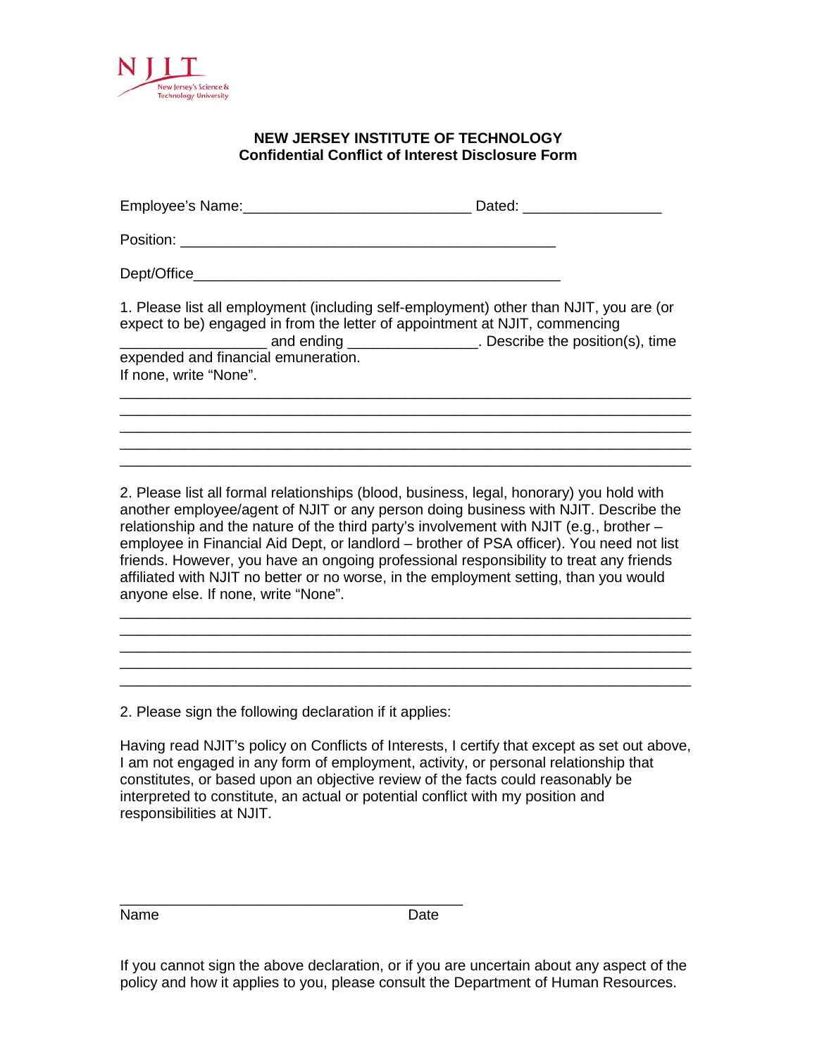NJIT New Jersey's Science & Technology University

**NEW JERSEY INSTITUTE OF TECHNOLOGY**
**Confidential Conflict of Interest Disclosure Form**

Employee's Name:____________________________ Dated: _________________

Position: _______________________________________________

Dept/Office_______________________________________________

1. Please list all employment (including self-employment) other than NJIT, you are (or expect to be) engaged in from the letter of appointment at NJIT, commencing __________________ and ending ________________. Describe the position(s), time expended and financial emuneration.
If none, write "None".

______________________________________________________________________
______________________________________________________________________
______________________________________________________________________
______________________________________________________________________
______________________________________________________________________

2. Please list all formal relationships (blood, business, legal, honorary) you hold with another employee/agent of NJIT or any person doing business with NJIT. Describe the relationship and the nature of the third party's involvement with NJIT (e.g., brother – employee in Financial Aid Dept, or landlord – brother of PSA officer). You need not list friends. However, you have an ongoing professional responsibility to treat any friends affiliated with NJIT no better or no worse, in the employment setting, than you would anyone else. If none, write "None".

______________________________________________________________________
______________________________________________________________________
______________________________________________________________________
______________________________________________________________________
______________________________________________________________________

2. Please sign the following declaration if it applies:

Having read NJIT's policy on Conflicts of Interests, I certify that except as set out above, I am not engaged in any form of employment, activity, or personal relationship that constitutes, or based upon an objective review of the facts could reasonably be interpreted to constitute, an actual or potential conflict with my position and responsibilities at NJIT.

__________________________________________
Name Date

If you cannot sign the above declaration, or if you are uncertain about any aspect of the policy and how it applies to you, please consult the Department of Human Resources.